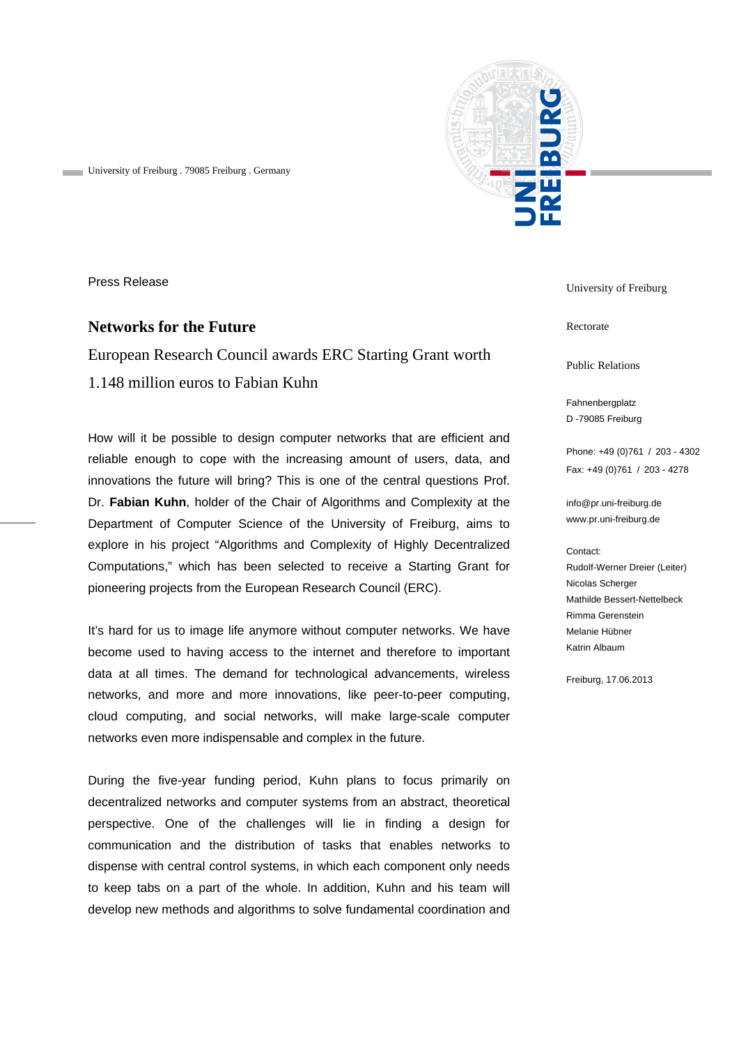University of Freiburg . 79085 Freiburg . Germany

Press Release

# Networks for the Future

European Research Council awards ERC Starting Grant worth 1.148 million euros to Fabian Kuhn

How will it be possible to design computer networks that are efficient and reliable enough to cope with the increasing amount of users, data, and innovations the future will bring? This is one of the central questions Prof. Dr. **Fabian Kuhn**, holder of the Chair of Algorithms and Complexity at the Department of Computer Science of the University of Freiburg, aims to explore in his project "Algorithms and Complexity of Highly Decentralized Computations," which has been selected to receive a Starting Grant for pioneering projects from the European Research Council (ERC).

It's hard for us to image life anymore without computer networks. We have become used to having access to the internet and therefore to important data at all times. The demand for technological advancements, wireless networks, and more and more innovations, like peer-to-peer computing, cloud computing, and social networks, will make large-scale computer networks even more indispensable and complex in the future.

During the five-year funding period, Kuhn plans to focus primarily on decentralized networks and computer systems from an abstract, theoretical perspective. One of the challenges will lie in finding a design for communication and the distribution of tasks that enables networks to dispense with central control systems, in which each component only needs to keep tabs on a part of the whole. In addition, Kuhn and his team will develop new methods and algorithms to solve fundamental coordination and

University of Freiburg

Rectorate

Public Relations

Fahnenbergplatz
D -79085 Freiburg

Phone: +49 (0)761 / 203 - 4302
Fax: +49 (0)761 / 203 - 4278

info@pr.uni-freiburg.de
www.pr.uni-freiburg.de

Contact:
Rudolf-Werner Dreier (Leiter)
Nicolas Scherger
Mathilde Bessert-Nettelbeck
Rimma Gerenstein
Melanie Hübner
Katrin Albaum

Freiburg, 17.06.2013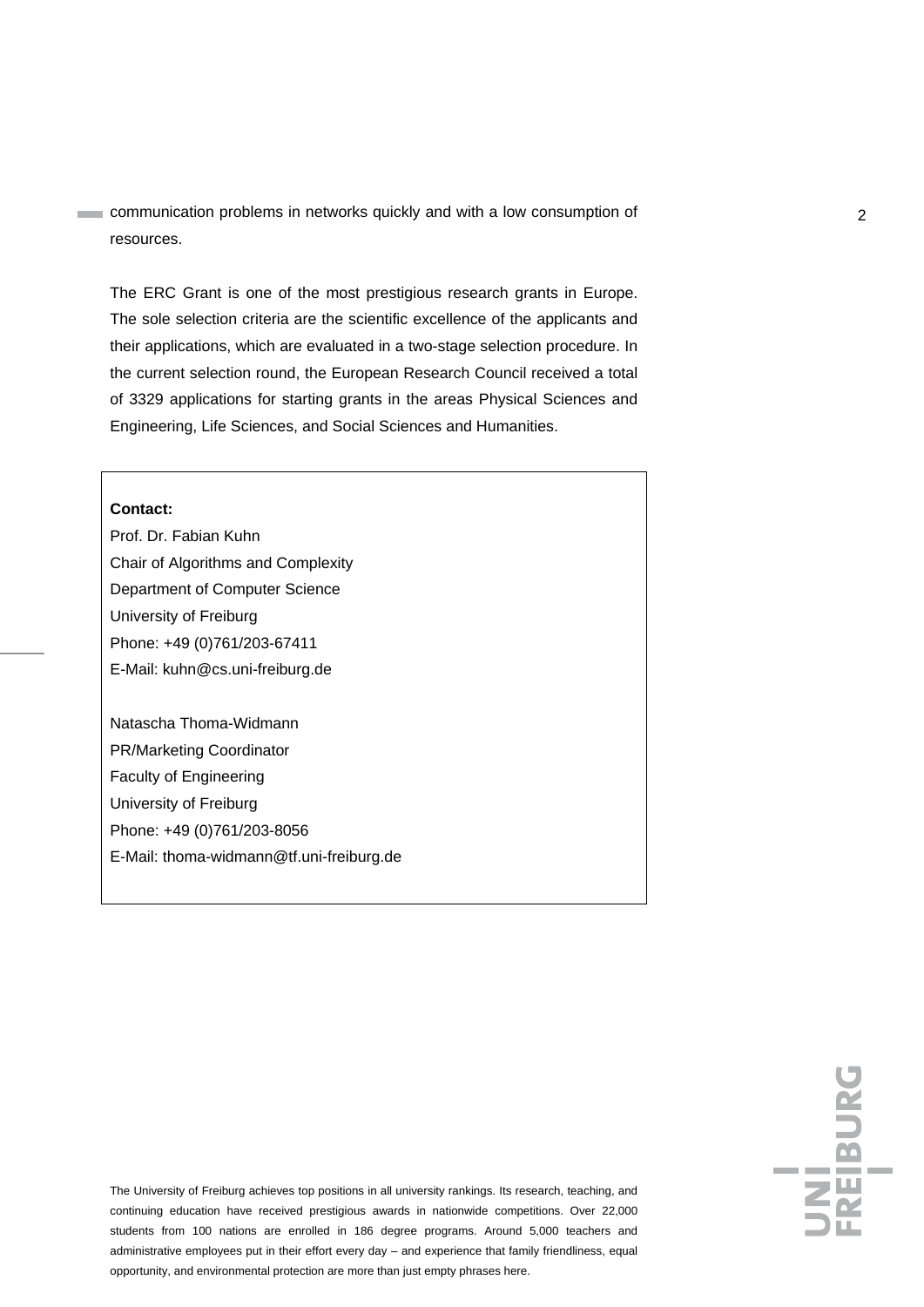communication problems in networks quickly and with a low consumption of resources.

The ERC Grant is one of the most prestigious research grants in Europe. The sole selection criteria are the scientific excellence of the applicants and their applications, which are evaluated in a two-stage selection procedure. In the current selection round, the European Research Council received a total of 3329 applications for starting grants in the areas Physical Sciences and Engineering, Life Sciences, and Social Sciences and Humanities.

**Contact:**

Prof. Dr. Fabian Kuhn
Chair of Algorithms and Complexity
Department of Computer Science
University of Freiburg
Phone: +49 (0)761/203-67411
E-Mail: kuhn@cs.uni-freiburg.de

Natascha Thoma-Widmann
PR/Marketing Coordinator
Faculty of Engineering
University of Freiburg
Phone: +49 (0)761/203-8056
E-Mail: thoma-widmann@tf.uni-freiburg.de

UNI FREIBURG

The University of Freiburg achieves top positions in all university rankings. Its research, teaching, and continuing education have received prestigious awards in nationwide competitions. Over 22,000 students from 100 nations are enrolled in 186 degree programs. Around 5,000 teachers and administrative employees put in their effort every day – and experience that family friendliness, equal opportunity, and environmental protection are more than just empty phrases here.